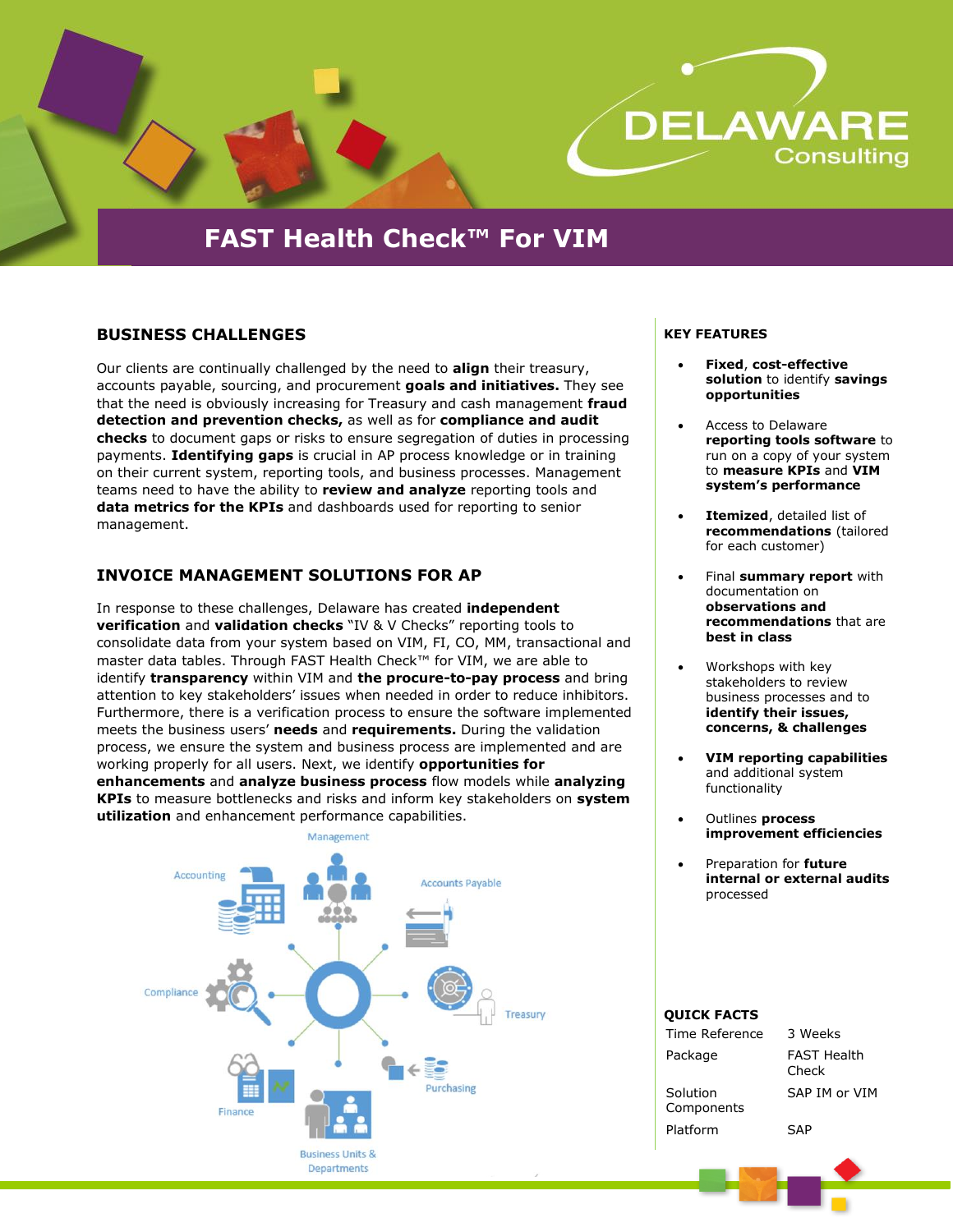# FAST Health Check™ For VIM

## BUSINESS CHALLENGES

Our clients are continually challenged by the need to **align** their treasury, accounts payable, sourcing, and procurement **goals and initiatives.** They see that the need is obviously increasing for Treasury and cash management **fraud detection and prevention checks,** as well as for **compliance and audit checks** to document gaps or risks to ensure segregation of duties in processing payments. **Identifying gaps** is crucial in AP process knowledge or in training on their current system, reporting tools, and business processes. Management teams need to have the ability to **review and analyze** reporting tools and **data metrics for the KPIs** and dashboards used for reporting to senior management.

## INVOICE MANAGEMENT SOLUTIONS FOR AP

In response to these challenges, Delaware has created **independent verification** and **validation checks** "IV & V Checks" reporting tools to consolidate data from your system based on VIM, FI, CO, MM, transactional and master data tables. Through FAST Health Check™ for VIM, we are able to identify **transparency** within VIM and **the procure-to-pay process** and bring attention to key stakeholders' issues when needed in order to reduce inhibitors. Furthermore, there is a verification process to ensure the software implemented meets the business users' **needs** and **requirements.** During the validation process, we ensure the system and business process are implemented and are working properly for all users. Next, we identify **opportunities for enhancements** and **analyze business process** flow models while **analyzing KPIs** to measure bottlenecks and risks and inform key stakeholders on **system utilization** and enhancement performance capabilities.

Management, Accounting, Accounts Payable, Compliance, Treasury, Finance, Purchasing, Business Units & Departments

## KEY FEATURES

- **Fixed**, **cost-effective solution** to identify **savings opportunities**
- Access to Delaware **reporting tools software** to run on a copy of your system to **measure KPIs** and **VIM system's performance**
- **Itemized**, detailed list of **recommendations** (tailored for each customer)
- Final **summary report** with documentation on **observations and recommendations** that are **best in class**
- Workshops with key stakeholders to review business processes and to **identify their issues, concerns, & challenges**
- **VIM reporting capabilities** and additional system functionality
- Outlines **process improvement efficiencies**
- Preparation for **future internal or external audits** processed

## QUICK FACTS

| | |
|---|---|
| Time Reference | 3 Weeks |
| Package | FAST Health Check |
| Solution Components | SAP IM or VIM |
| Platform | SAP |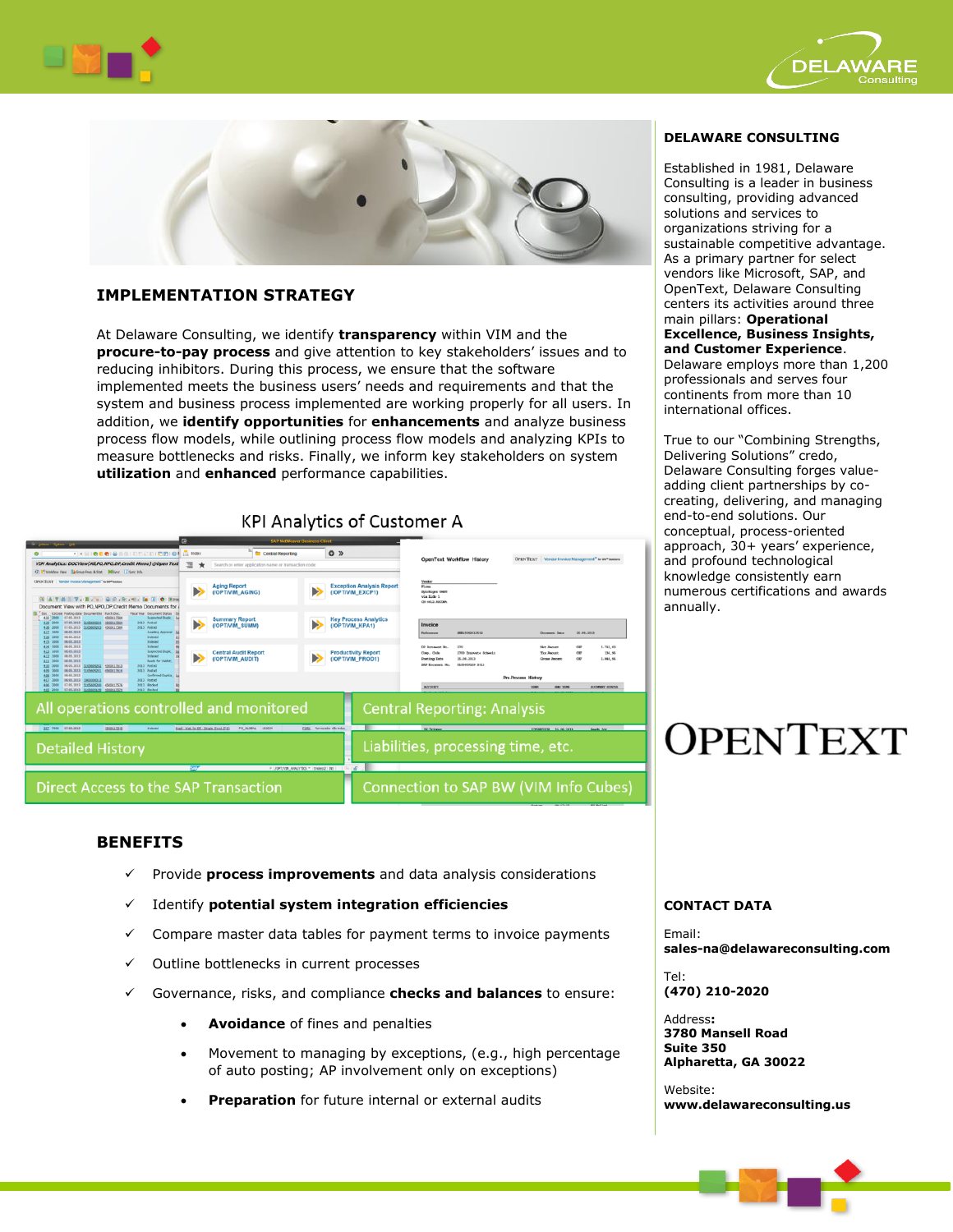## IMPLEMENTATION STRATEGY

At Delaware Consulting, we identify **transparency** within VIM and the **procure-to-pay process** and give attention to key stakeholders' issues and to reducing inhibitors. During this process, we ensure that the software implemented meets the business users' needs and requirements and that the system and business process implemented are working properly for all users. In addition, we **identify opportunities** for **enhancements** and analyze business process flow models, while outlining process flow models and analyzing KPIs to measure bottlenecks and risks. Finally, we inform key stakeholders on system **utilization** and **enhanced** performance capabilities.

KPI Analytics of Customer A

All operations controlled and monitored

Central Reporting: Analysis

Detailed History

Liabilities, processing time, etc.

Direct Access to the SAP Transaction

Connection to SAP BW (VIM Info Cubes)

## BENEFITS

- ✓ Provide **process improvements** and data analysis considerations
- ✓ Identify **potential system integration efficiencies**
- ✓ Compare master data tables for payment terms to invoice payments
- ✓ Outline bottlenecks in current processes
- ✓ Governance, risks, and compliance **checks and balances** to ensure:
  - **Avoidance** of fines and penalties
  - Movement to managing by exceptions, (e.g., high percentage of auto posting; AP involvement only on exceptions)
  - **Preparation** for future internal or external audits

## DELAWARE CONSULTING

Established in 1981, Delaware Consulting is a leader in business consulting, providing advanced solutions and services to organizations striving for a sustainable competitive advantage. As a primary partner for select vendors like Microsoft, SAP, and OpenText, Delaware Consulting centers its activities around three main pillars: **Operational Excellence, Business Insights, and Customer Experience**. Delaware employs more than 1,200 professionals and serves four continents from more than 10 international offices.

True to our "Combining Strengths, Delivering Solutions" credo, Delaware Consulting forges value-adding client partnerships by co-creating, delivering, and managing end-to-end solutions. Our conceptual, process-oriented approach, 30+ years' experience, and profound technological knowledge consistently earn numerous certifications and awards annually.

OPENTEXT

## CONTACT DATA

Email:
**sales-na@delawareconsulting.com**

Tel:
**(470) 210-2020**

Address:
**3780 Mansell Road**
**Suite 350**
**Alpharetta, GA 30022**

Website:
**www.delawareconsulting.us**